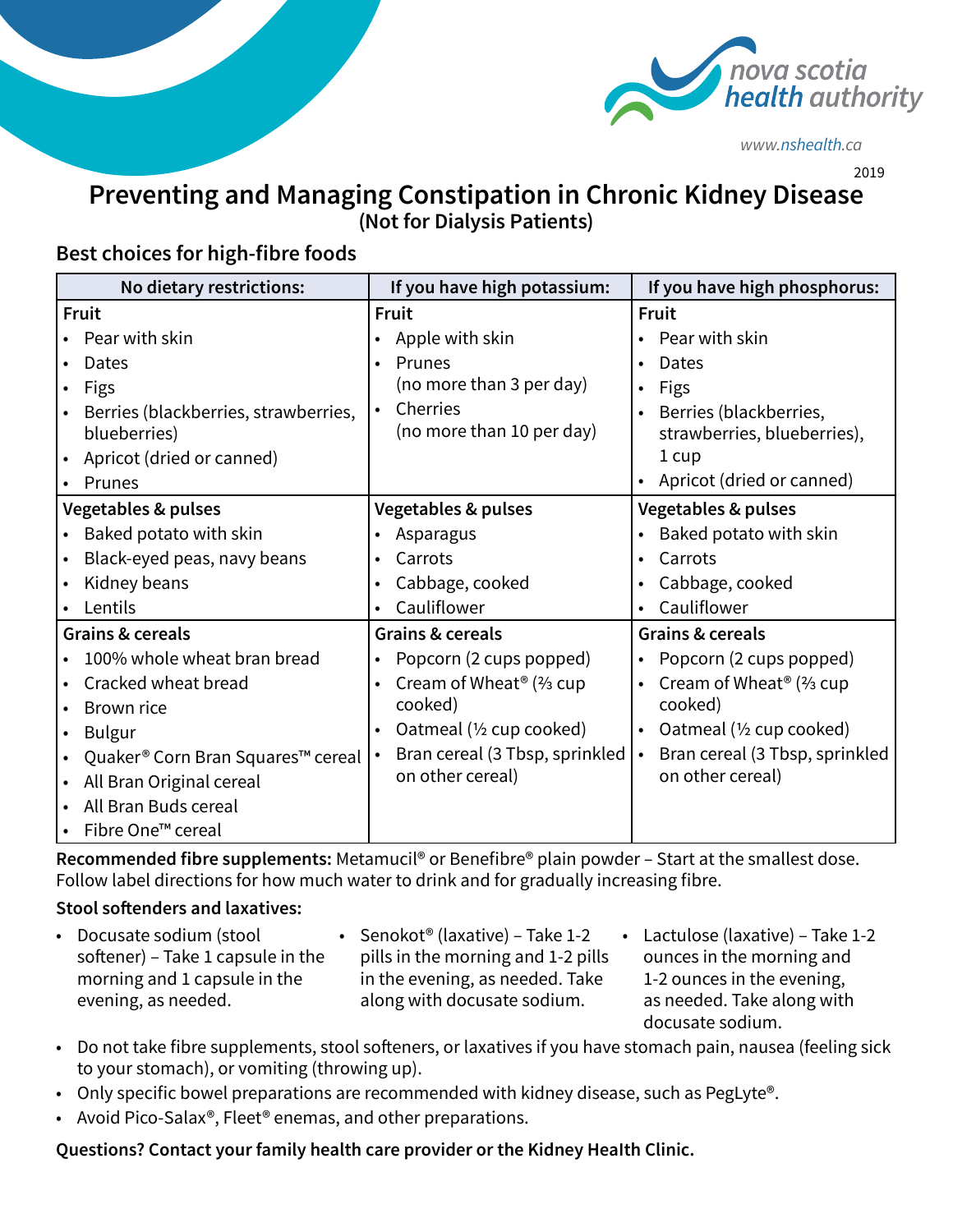2019

# Preventing and Managing Constipation in Chronic Kidney Disease

**(Not for Dialysis Patients)**

## Best choices for high-fibre foods

| No dietary restrictions: | If you have high potassium: | If you have high phosphorus: |
|---|---|---|
| **Fruit**<br>• Pear with skin<br>• Dates<br>• Figs<br>• Berries (blackberries, strawberries, blueberries)<br>• Apricot (dried or canned)<br>• Prunes | **Fruit**<br>• Apple with skin<br>• Prunes (no more than 3 per day)<br>• Cherries (no more than 10 per day) | **Fruit**<br>• Pear with skin<br>• Dates<br>• Figs<br>• Berries (blackberries, strawberries, blueberries), 1 cup<br>• Apricot (dried or canned) |
| **Vegetables & pulses**<br>• Baked potato with skin<br>• Black-eyed peas, navy beans<br>• Kidney beans<br>• Lentils | **Vegetables & pulses**<br>• Asparagus<br>• Carrots<br>• Cabbage, cooked<br>• Cauliflower | **Vegetables & pulses**<br>• Baked potato with skin<br>• Carrots<br>• Cabbage, cooked<br>• Cauliflower |
| **Grains & cereals**<br>• 100% whole wheat bran bread<br>• Cracked wheat bread<br>• Brown rice<br>• Bulgur<br>• Quaker® Corn Bran Squares™ cereal<br>• All Bran Original cereal<br>• All Bran Buds cereal<br>• Fibre One™ cereal | **Grains & cereals**<br>• Popcorn (2 cups popped)<br>• Cream of Wheat® (⅔ cup cooked)<br>• Oatmeal (½ cup cooked)<br>• Bran cereal (3 Tbsp, sprinkled on other cereal) | **Grains & cereals**<br>• Popcorn (2 cups popped)<br>• Cream of Wheat® (⅔ cup cooked)<br>• Oatmeal (½ cup cooked)<br>• Bran cereal (3 Tbsp, sprinkled on other cereal) |

**Recommended fibre supplements:** Metamucil® or Benefibre® plain powder – Start at the smallest dose. Follow label directions for how much water to drink and for gradually increasing fibre.

**Stool softenders and laxatives:**

- Docusate sodium (stool softener) – Take 1 capsule in the morning and 1 capsule in the evening, as needed.
- Senokot® (laxative) – Take 1-2 pills in the morning and 1-2 pills in the evening, as needed. Take along with docusate sodium.
- Lactulose (laxative) – Take 1-2 ounces in the morning and 1-2 ounces in the evening, as needed. Take along with docusate sodium.
- Do not take fibre supplements, stool softeners, or laxatives if you have stomach pain, nausea (feeling sick to your stomach), or vomiting (throwing up).
- Only specific bowel preparations are recommended with kidney disease, such as PegLyte®.
- Avoid Pico-Salax®, Fleet® enemas, and other preparations.

**Questions? Contact your family health care provider or the Kidney Health Clinic.**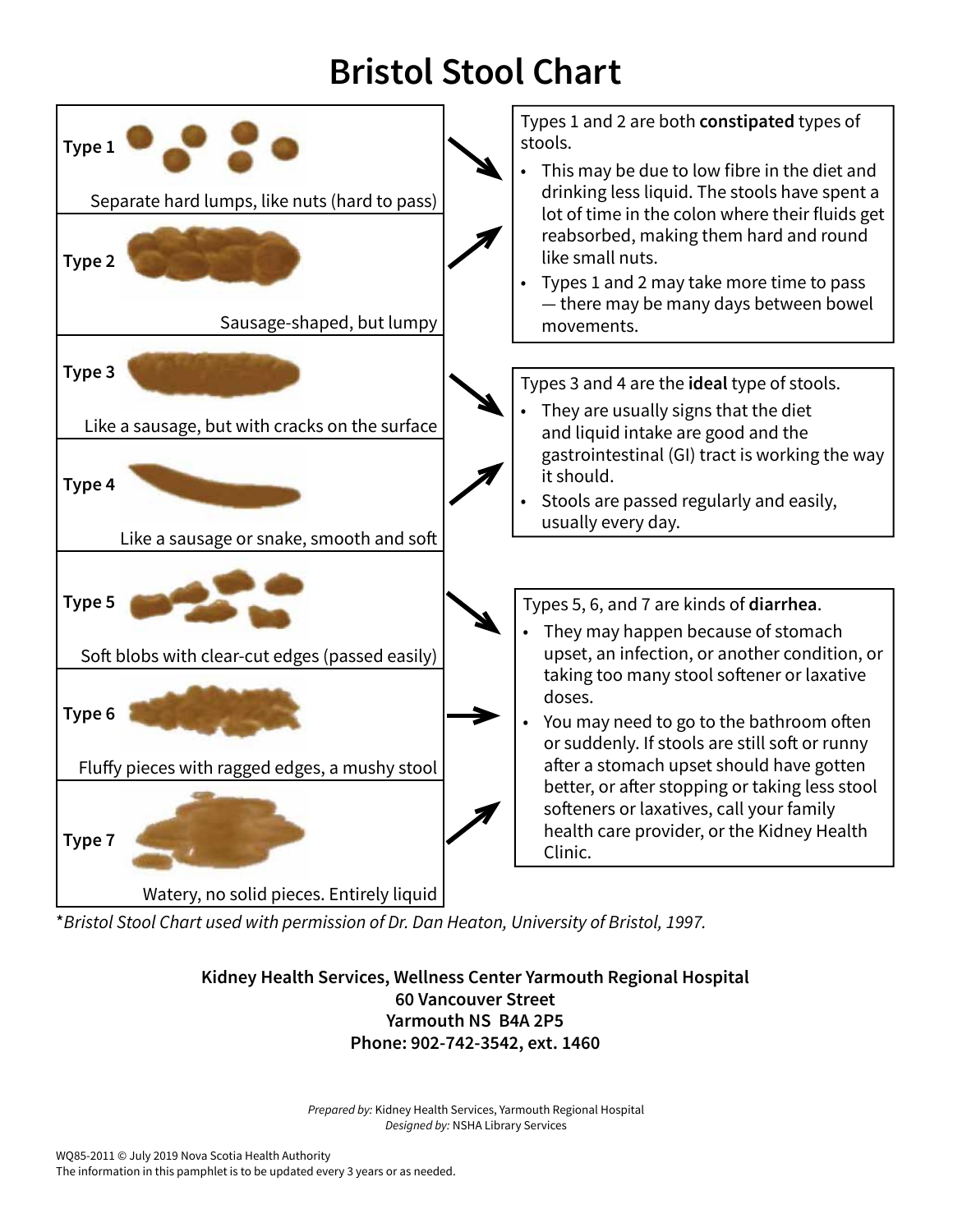# Bristol Stool Chart

| | |
|---|---|
| **Type 1** | Separate hard lumps, like nuts (hard to pass) |
| **Type 2** | Sausage-shaped, but lumpy |
| **Type 3** | Like a sausage, but with cracks on the surface |
| **Type 4** | Like a sausage or snake, smooth and soft |
| **Type 5** | Soft blobs with clear-cut edges (passed easily) |
| **Type 6** | Fluffy pieces with ragged edges, a mushy stool |
| **Type 7** | Watery, no solid pieces. Entirely liquid |

Types 1 and 2 are both **constipated** types of stools.

- This may be due to low fibre in the diet and drinking less liquid. The stools have spent a lot of time in the colon where their fluids get reabsorbed, making them hard and round like small nuts.
- Types 1 and 2 may take more time to pass — there may be many days between bowel movements.

Types 3 and 4 are the **ideal** type of stools.

- They are usually signs that the diet and liquid intake are good and the gastrointestinal (GI) tract is working the way it should.
- Stools are passed regularly and easily, usually every day.

Types 5, 6, and 7 are kinds of **diarrhea**.

- They may happen because of stomach upset, an infection, or another condition, or taking too many stool softener or laxative doses.
- You may need to go to the bathroom often or suddenly. If stools are still soft or runny after a stomach upset should have gotten better, or after stopping or taking less stool softeners or laxatives, call your family health care provider, or the Kidney Health Clinic.

*\*Bristol Stool Chart used with permission of Dr. Dan Heaton, University of Bristol, 1997.*

**Kidney Health Services, Wellness Center Yarmouth Regional Hospital**
**60 Vancouver Street**
**Yarmouth NS B4A 2P5**
**Phone: 902-742-3542, ext. 1460**

*Prepared by:* Kidney Health Services, Yarmouth Regional Hospital
*Designed by:* NSHA Library Services

WQ85-2011 © July 2019 Nova Scotia Health Authority
The information in this pamphlet is to be updated every 3 years or as needed.